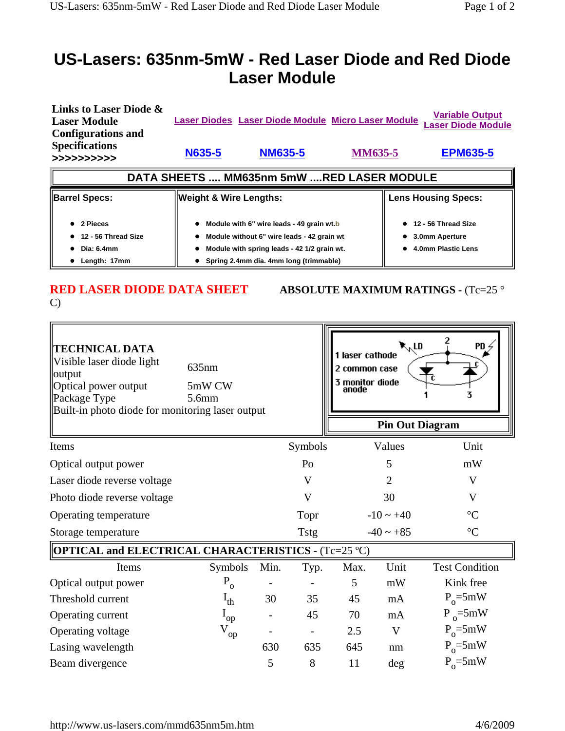# US-Lasers: 635nm-5mW - Red Laser Diode and Red Diode Laser Module

| **Links to Laser Diode & Laser Module Configurations and Specifications >>>>>>>>>>** | Laser Diodes | Laser Diode Module | Micro Laser Module | Variable Output Laser Diode Module |
|---|---|---|---|---|
| | N635-5 | NM635-5 | MM635-5 | EPM635-5 |

## DATA SHEETS .... MM635nm 5mW ....RED LASER MODULE

| Barrel Specs: | Weight & Wire Lengths: | Lens Housing Specs: |
|---|---|---|
| • 2 Pieces<br>• 12 - 56 Thread Size<br>• Dia: 6.4mm<br>• Length: 17mm | • Module with 6" wire leads - 49 grain wt.b<br>• Module without 6" wire leads - 42 grain wt<br>• Module with spring leads - 42 1/2 grain wt.<br>• Spring 2.4mm dia. 4mm long (trimmable) | • 12 - 56 Thread Size<br>• 3.0mm Aperture<br>• 4.0mm Plastic Lens |

**RED LASER DIODE DATA SHEET** **ABSOLUTE MAXIMUM RATINGS** - (Tc=25 ° C)

**TECHNICAL DATA**

| | |
|---|---|
| Visible laser diode light output | 635nm |
| Optical power output | 5mW CW |
| Package Type | 5.6mm |

Built-in photo diode for monitoring laser output

**Pin Out Diagram**

1 laser cathode
2 common case
3 monitor diode anode

| Items | Symbols | Values | Unit |
|---|---|---|---|
| Optical output power | Po | 5 | mW |
| Laser diode reverse voltage | V | 2 | V |
| Photo diode reverse voltage | V | 30 | V |
| Operating temperature | Topr | -10 ~ +40 | °C |
| Storage temperature | Tstg | -40 ~ +85 | °C |

**OPTICAL and ELECTRICAL CHARACTERISTICS** - (Tc=25 ºC)

| Items | Symbols | Min. | Typ. | Max. | Unit | Test Condition |
|---|---|---|---|---|---|---|
| Optical output power | $P_o$ | - | - | 5 | mW | Kink free |
| Threshold current | $I_{th}$ | 30 | 35 | 45 | mA | $P_o$=5mW |
| Operating current | $I_{op}$ | - | 45 | 70 | mA | $P_o$=5mW |
| Operating voltage | $V_{op}$ | - | - | 2.5 | V | $P_o$=5mW |
| Lasing wavelength | | 630 | 635 | 645 | nm | $P_o$=5mW |
| Beam divergence | | 5 | 8 | 11 | deg | $P_o$=5mW |

http://www.us-lasers.com/mmd635nm5m.htm 4/6/2009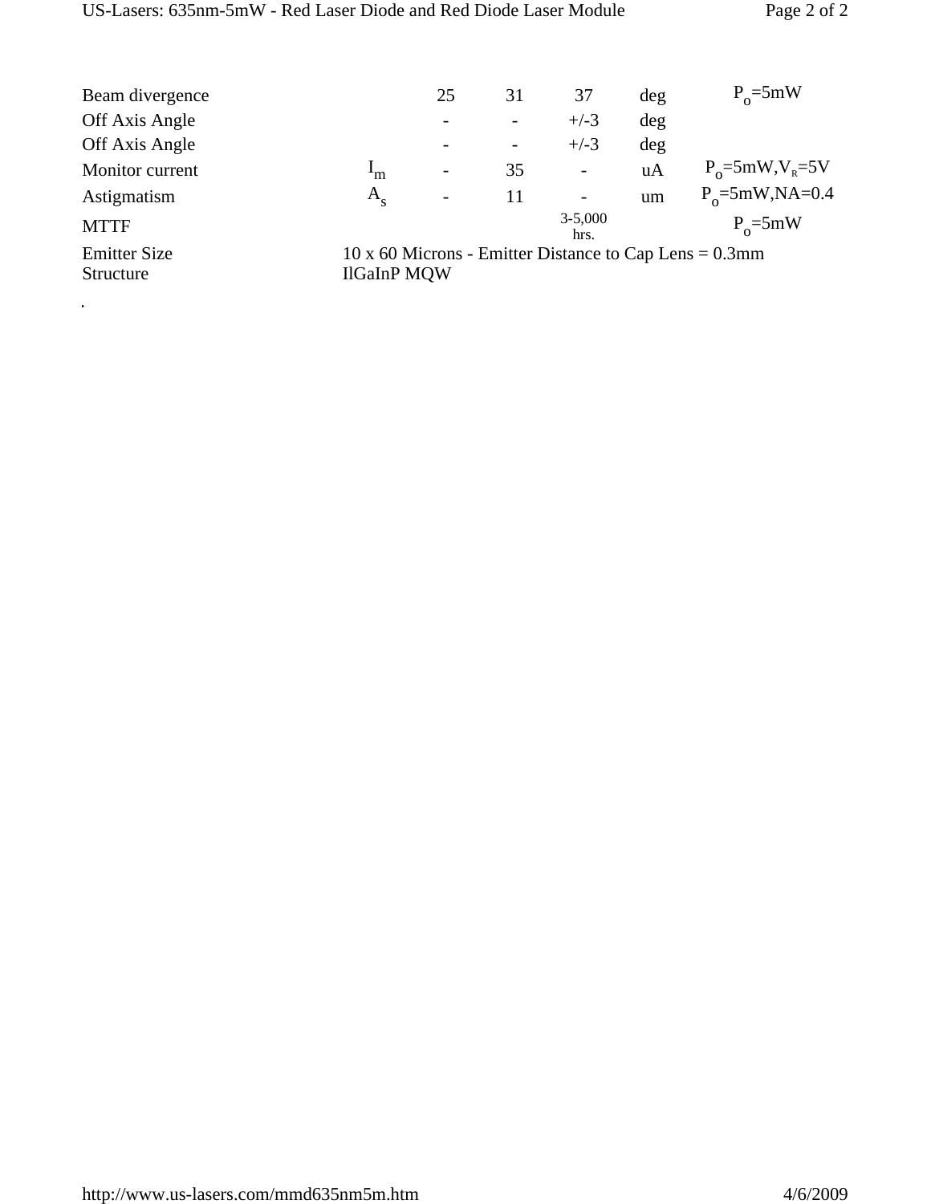| | | | | | | |
|---|---|---|---|---|---|---|
| Beam divergence | | 25 | 31 | 37 | deg | $P_o$=5mW |
| Off Axis Angle | | - | - | +/-3 | deg | |
| Off Axis Angle | | - | - | +/-3 | deg | |
| Monitor current | $I_m$ | - | 35 | - | uA | $P_o$=5mW,$V_R$=5V |
| Astigmatism | $A_s$ | - | 11 | - | um | $P_o$=5mW,NA=0.4 |
| MTTF | | | | 3-5,000 hrs. | | $P_o$=5mW |
| Emitter Size | 10 x 60 Microns - Emitter Distance to Cap Lens = 0.3mm | | | | | |
| Structure | IlGaInP MQW | | | | | |